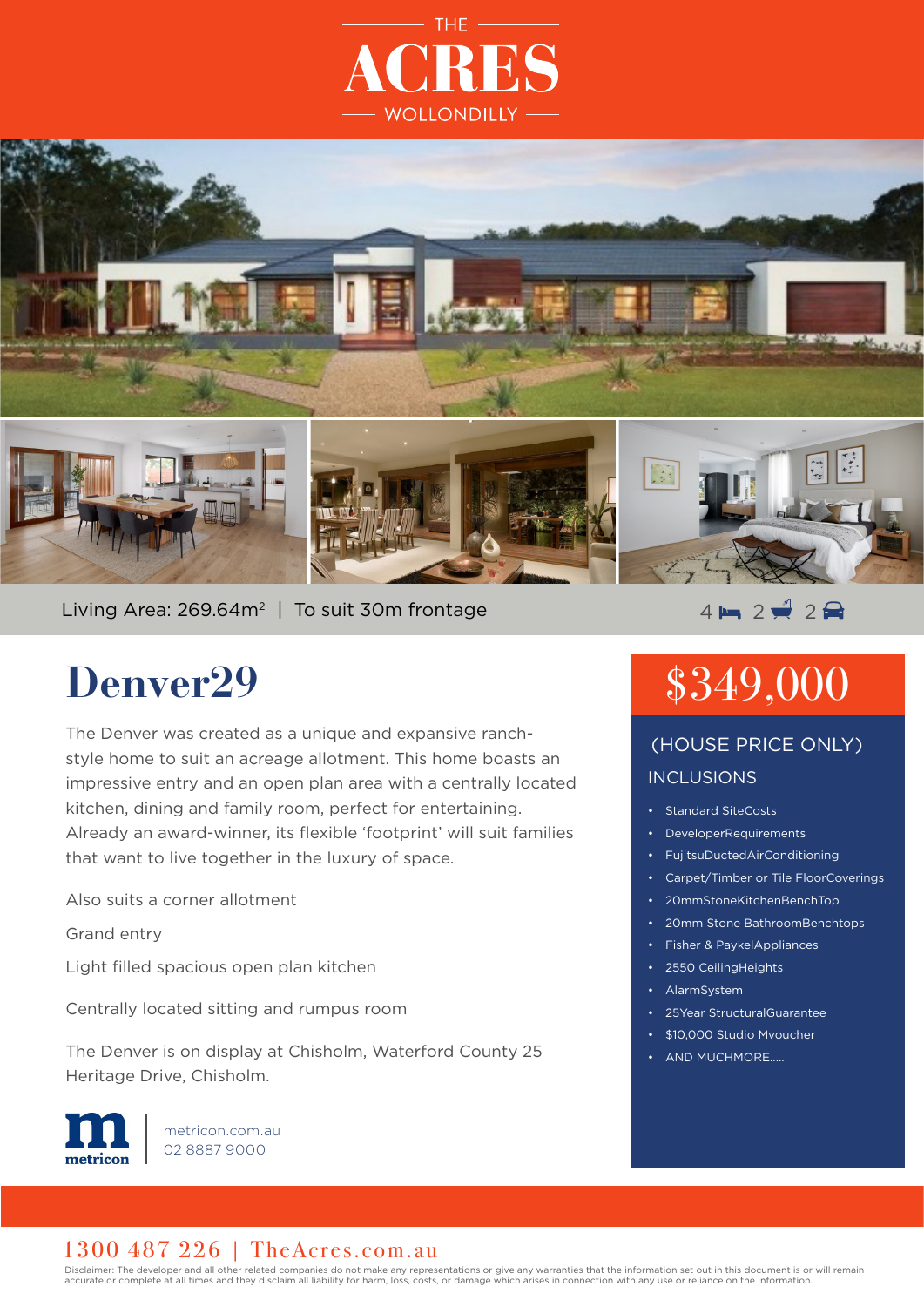THE

# ACRES

WOLLONDILLY

Living Area: 269.64m² | To suit 30m frontage

4 2 2

# Denver29

The Denver was created as a unique and expansive ranch-style home to suit an acreage allotment. This home boasts an impressive entry and an open plan area with a centrally located kitchen, dining and family room, perfect for entertaining. Already an award-winner, its flexible 'footprint' will suit families that want to live together in the luxury of space.

Also suits a corner allotment

Grand entry

Light filled spacious open plan kitchen

Centrally located sitting and rumpus room

The Denver is on display at Chisholm, Waterford County 25 Heritage Drive, Chisholm.

metricon

metricon.com.au
02 8887 9000

## $349,000

(HOUSE PRICE ONLY)

INCLUSIONS

- Standard SiteCosts
- DeveloperRequirements
- FujitsuDuctedAirConditioning
- Carpet/Timber or Tile FloorCoverings
- 20mmStoneKitchenBenchTop
- 20mm Stone BathroomBenchtops
- Fisher & PaykelAppliances
- 2550 CeilingHeights
- AlarmSystem
- 25Year StructuralGuarantee
- $10,000 Studio Mvoucher
- AND MUCHMORE.....

1300 487 226 | TheAcres.com.au

Disclaimer: The developer and all other related companies do not make any representations or give any warranties that the information set out in this document is or will remain accurate or complete at all times and they disclaim all liability for harm, loss, costs, or damage which arises in connection with any use or reliance on the information.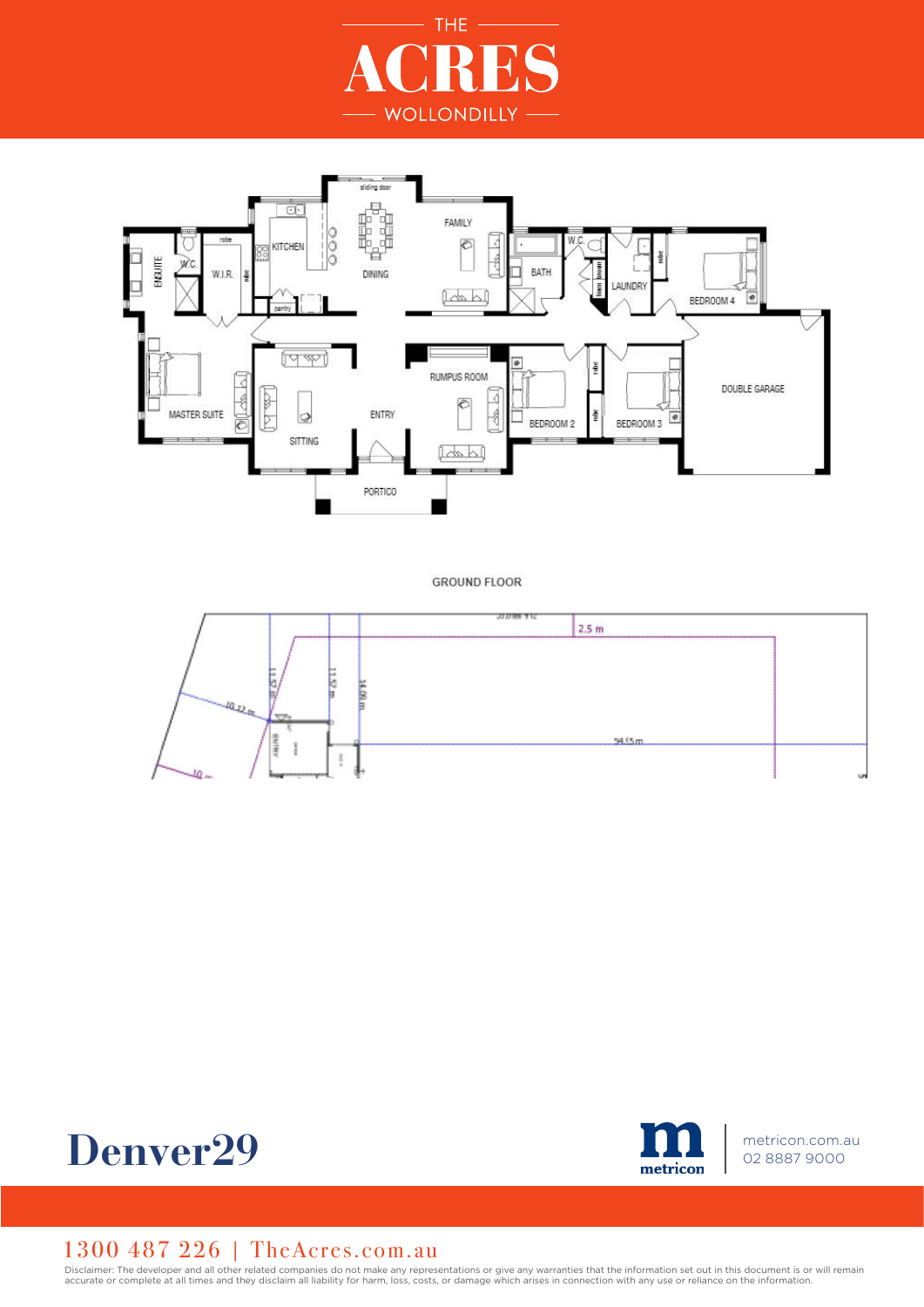THE

# ACRES

WOLLONDILLY

MASTER SUITE

ENSUITE

W.C.

W.I.R.

robe

KITCHEN

pantry

DINING

sliding door

FAMILY

BATH

W.C.

LAUNDRY

BEDROOM 4

SITTING

ENTRY

RUMPUS ROOM

BEDROOM 2

BEDROOM 3

DOUBLE GARAGE

PORTICO

GROUND FLOOR

2.5 m

11.57 m

11.57 m

14.09 m

10.12 m

54.55m

10 m

## Denver29

metricon

metricon.com.au
02 8887 9000

1300 487 226 | TheAcres.com.au

Disclaimer: The developer and all other related companies do not make any representations or give any warranties that the information set out in this document is or will remain accurate or complete at all times and they disclaim all liability for harm, loss, costs, or damage which arises in connection with any use or reliance on the information.